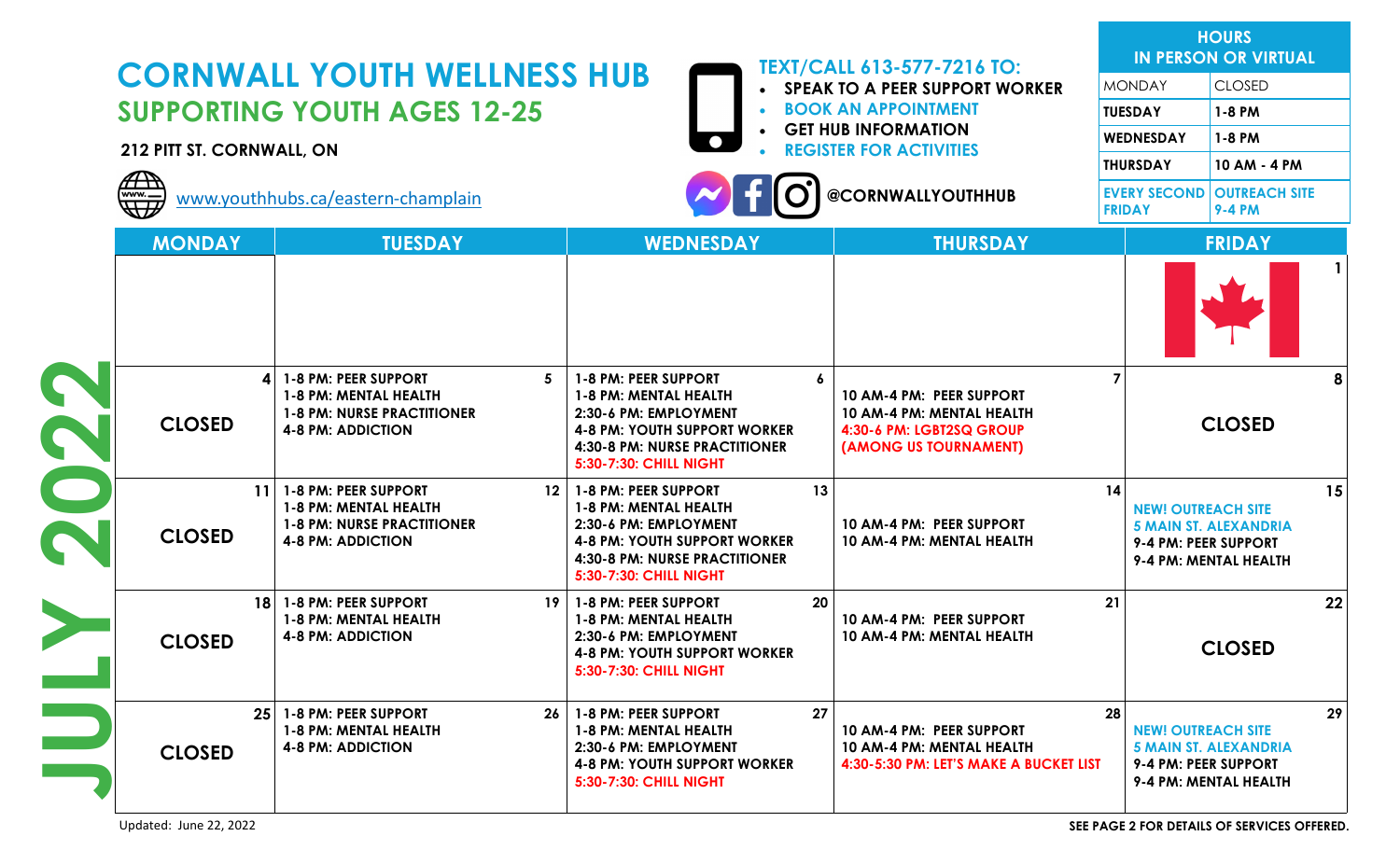# CORNWALL YOUTH WELLNESS HUB

## SUPPORTING YOUTH AGES 12-25

**212 PITT ST. CORNWALL, ON**

www.youthhubs.ca/eastern-champlain

**TEXT/CALL 613-577-7216 TO:**

- SPEAK TO A PEER SUPPORT WORKER
- BOOK AN APPOINTMENT
- GET HUB INFORMATION
- REGISTER FOR ACTIVITIES

@CORNWALLYOUTHHUB

| HOURS IN PERSON OR VIRTUAL | |
|---|---|
| MONDAY | CLOSED |
| TUESDAY | 1-8 PM |
| WEDNESDAY | 1-8 PM |
| THURSDAY | 10 AM - 4 PM |
| EVERY SECOND FRIDAY | OUTREACH SITE 9-4 PM |

## JULY 2022

| MONDAY | TUESDAY | WEDNESDAY | THURSDAY | FRIDAY |
|---|---|---|---|---|
| | | | | 1 |
| 4 CLOSED | 5 1-8 PM: PEER SUPPORT<br>1-8 PM: MENTAL HEALTH<br>1-8 PM: NURSE PRACTITIONER<br>4-8 PM: ADDICTION | 6 1-8 PM: PEER SUPPORT<br>1-8 PM: MENTAL HEALTH<br>2:30-6 PM: EMPLOYMENT<br>4-8 PM: YOUTH SUPPORT WORKER<br>4:30-8 PM: NURSE PRACTITIONER<br>5:30-7:30: CHILL NIGHT | 7 10 AM-4 PM: PEER SUPPORT<br>10 AM-4 PM: MENTAL HEALTH<br>4:30-6 PM: LGBT2SQ GROUP (AMONG US TOURNAMENT) | 8 CLOSED |
| 11 CLOSED | 12 1-8 PM: PEER SUPPORT<br>1-8 PM: MENTAL HEALTH<br>1-8 PM: NURSE PRACTITIONER<br>4-8 PM: ADDICTION | 13 1-8 PM: PEER SUPPORT<br>1-8 PM: MENTAL HEALTH<br>2:30-6 PM: EMPLOYMENT<br>4-8 PM: YOUTH SUPPORT WORKER<br>4:30-8 PM: NURSE PRACTITIONER<br>5:30-7:30: CHILL NIGHT | 14 10 AM-4 PM: PEER SUPPORT<br>10 AM-4 PM: MENTAL HEALTH | 15 NEW! OUTREACH SITE<br>5 MAIN ST. ALEXANDRIA<br>9-4 PM: PEER SUPPORT<br>9-4 PM: MENTAL HEALTH |
| 18 CLOSED | 19 1-8 PM: PEER SUPPORT<br>1-8 PM: MENTAL HEALTH<br>4-8 PM: ADDICTION | 20 1-8 PM: PEER SUPPORT<br>1-8 PM: MENTAL HEALTH<br>2:30-6 PM: EMPLOYMENT<br>4-8 PM: YOUTH SUPPORT WORKER<br>5:30-7:30: CHILL NIGHT | 21 10 AM-4 PM: PEER SUPPORT<br>10 AM-4 PM: MENTAL HEALTH | 22 CLOSED |
| 25 CLOSED | 26 1-8 PM: PEER SUPPORT<br>1-8 PM: MENTAL HEALTH<br>4-8 PM: ADDICTION | 27 1-8 PM: PEER SUPPORT<br>1-8 PM: MENTAL HEALTH<br>2:30-6 PM: EMPLOYMENT<br>4-8 PM: YOUTH SUPPORT WORKER<br>5:30-7:30: CHILL NIGHT | 28 10 AM-4 PM: PEER SUPPORT<br>10 AM-4 PM: MENTAL HEALTH<br>4:30-5:30 PM: LET'S MAKE A BUCKET LIST | 29 NEW! OUTREACH SITE<br>5 MAIN ST. ALEXANDRIA<br>9-4 PM: PEER SUPPORT<br>9-4 PM: MENTAL HEALTH |

Updated: June 22, 2022

SEE PAGE 2 FOR DETAILS OF SERVICES OFFERED.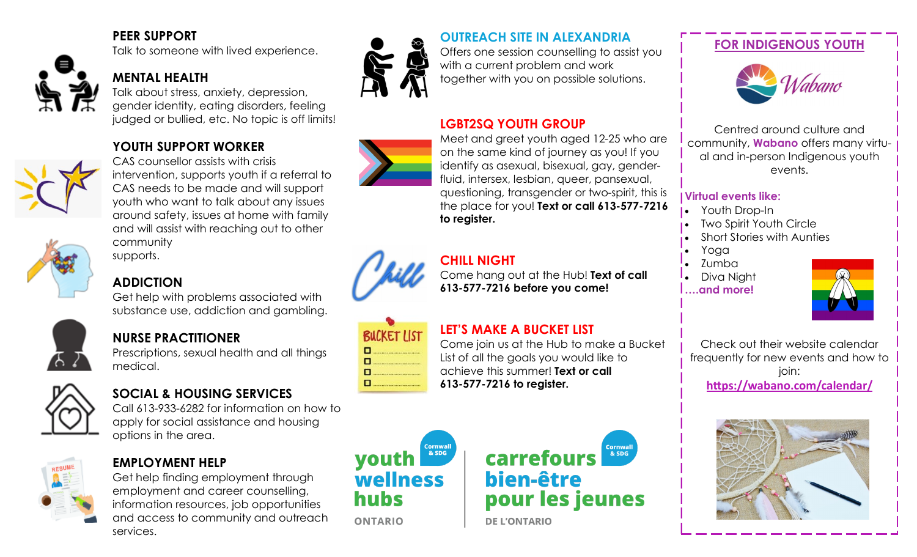## PEER SUPPORT

Talk to someone with lived experience.

## MENTAL HEALTH

Talk about stress, anxiety, depression, gender identity, eating disorders, feeling judged or bullied, etc. No topic is off limits!

## YOUTH SUPPORT WORKER

CAS counsellor assists with crisis intervention, supports youth if a referral to CAS needs to be made and will support youth who want to talk about any issues around safety, issues at home with family and will assist with reaching out to other community supports.

## ADDICTION

Get help with problems associated with substance use, addiction and gambling.

## NURSE PRACTITIONER

Prescriptions, sexual health and all things medical.

## SOCIAL & HOUSING SERVICES

Call 613-933-6282 for information on how to apply for social assistance and housing options in the area.

## EMPLOYMENT HELP

Get help finding employment through employment and career counselling, information resources, job opportunities and access to community and outreach services.

## OUTREACH SITE IN ALEXANDRIA

Offers one session counselling to assist you with a current problem and work together with you on possible solutions.

## LGBT2SQ YOUTH GROUP

Meet and greet youth aged 12-25 who are on the same kind of journey as you! If you identify as asexual, bisexual, gay, gender-fluid, intersex, lesbian, queer, pansexual, questioning, transgender or two-spirit, this is the place for you! **Text or call 613-577-7216 to register.**

## CHILL NIGHT

Come hang out at the Hub! **Text of call 613-577-7216 before you come!**

## LET'S MAKE A BUCKET LIST

Come join us at the Hub to make a Bucket List of all the goals you would like to achieve this summer! **Text or call 613-577-7216 to register.**

youth wellness hubs ONTARIO — Cornwall & SDG

carrefours bien-être pour les jeunes DE L'ONTARIO — Cornwall & SDG

## FOR INDIGENOUS YOUTH

Wabano

Centred around culture and community, **Wabano** offers many virtual and in-person Indigenous youth events.

**Virtual events like:**

- Youth Drop-In
- Two Spirit Youth Circle
- Short Stories with Aunties
- Yoga
- Zumba
- Diva Night

**....and more!**

Check out their website calendar frequently for new events and how to join:

**https://wabano.com/calendar/**